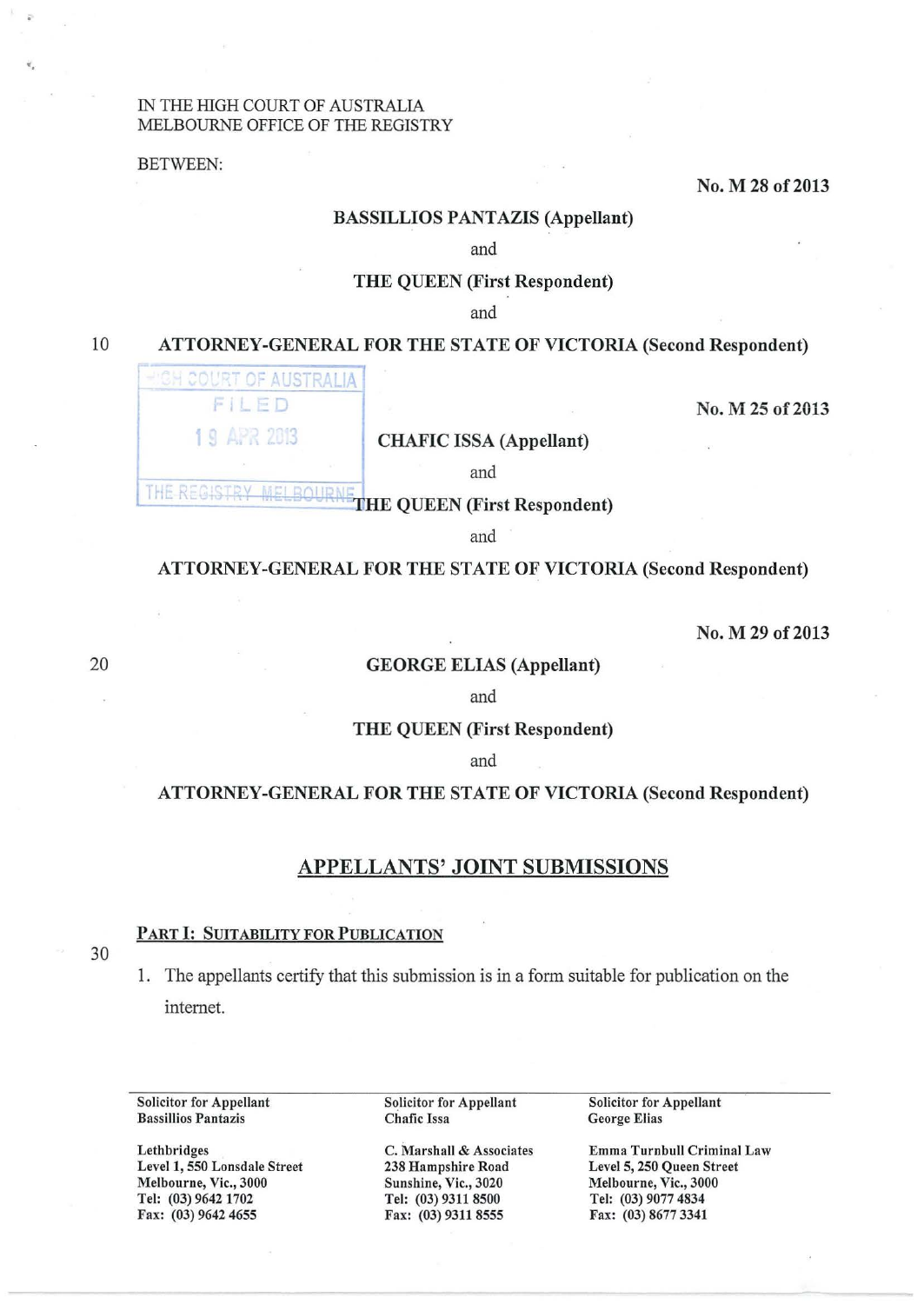IN THE HIGH COURT OF AUSTRALIA
MELBOURNE OFFICE OF THE REGISTRY

BETWEEN:

**No. M 28 of 2013**

**BASSILLIOS PANTAZIS (Appellant)**

and

**THE QUEEN (First Respondent)**

and

**ATTORNEY-GENERAL FOR THE STATE OF VICTORIA (Second Respondent)**

HIGH COURT OF AUSTRALIA
FILED
19 APR 2013
THE REGISTRY MELBOURNE

**No. M 25 of 2013**

**CHAFIC ISSA (Appellant)**

and

**THE QUEEN (First Respondent)**

and

**ATTORNEY-GENERAL FOR THE STATE OF VICTORIA (Second Respondent)**

**No. M 29 of 2013**

**GEORGE ELIAS (Appellant)**

and

**THE QUEEN (First Respondent)**

and

**ATTORNEY-GENERAL FOR THE STATE OF VICTORIA (Second Respondent)**

## APPELLANTS' JOINT SUBMISSIONS

### PART I: SUITABILITY FOR PUBLICATION

1. The appellants certify that this submission is in a form suitable for publication on the internet.

| Solicitor for Appellant Bassillios Pantazis | Solicitor for Appellant Chafic Issa | Solicitor for Appellant George Elias |
|---|---|---|
| Lethbridges<br>Level 1, 550 Lonsdale Street<br>Melbourne, Vic., 3000<br>Tel: (03) 9642 1702<br>Fax: (03) 9642 4655 | C. Marshall & Associates<br>238 Hampshire Road<br>Sunshine, Vic., 3020<br>Tel: (03) 9311 8500<br>Fax: (03) 9311 8555 | Emma Turnbull Criminal Law<br>Level 5, 250 Queen Street<br>Melbourne, Vic., 3000<br>Tel: (03) 9077 4834<br>Fax: (03) 8677 3341 |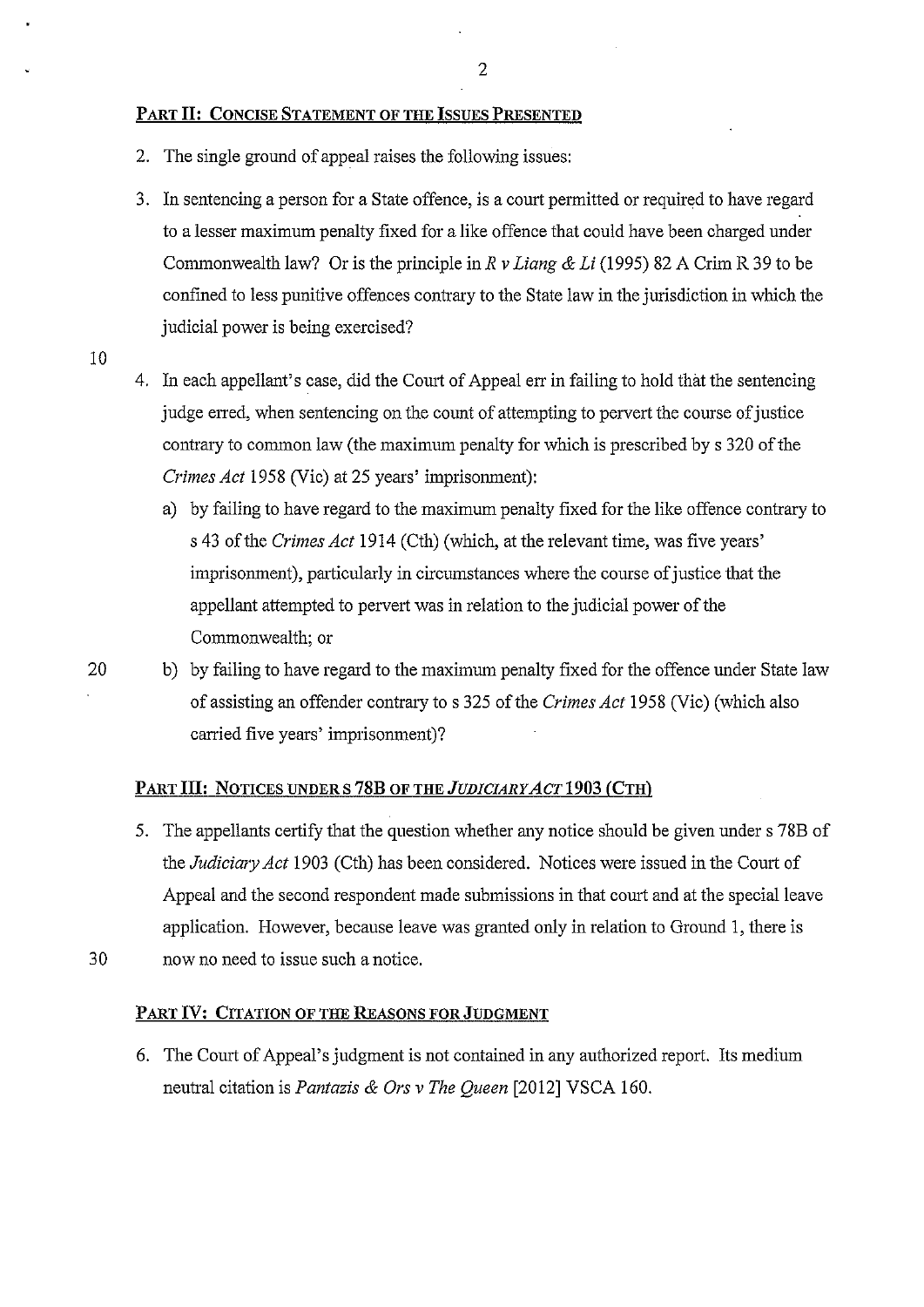## PART II: CONCISE STATEMENT OF THE ISSUES PRESENTED

2. The single ground of appeal raises the following issues:

3. In sentencing a person for a State offence, is a court permitted or required to have regard to a lesser maximum penalty fixed for a like offence that could have been charged under Commonwealth law? Or is the principle in *R v Liang & Li* (1995) 82 A Crim R 39 to be confined to less punitive offences contrary to the State law in the jurisdiction in which the judicial power is being exercised?

4. In each appellant's case, did the Court of Appeal err in failing to hold that the sentencing judge erred, when sentencing on the count of attempting to pervert the course of justice contrary to common law (the maximum penalty for which is prescribed by s 320 of the *Crimes Act* 1958 (Vic) at 25 years' imprisonment):

   a) by failing to have regard to the maximum penalty fixed for the like offence contrary to s 43 of the *Crimes Act* 1914 (Cth) (which, at the relevant time, was five years' imprisonment), particularly in circumstances where the course of justice that the appellant attempted to pervert was in relation to the judicial power of the Commonwealth; or

   b) by failing to have regard to the maximum penalty fixed for the offence under State law of assisting an offender contrary to s 325 of the *Crimes Act* 1958 (Vic) (which also carried five years' imprisonment)?

## PART III: NOTICES UNDER S 78B OF THE *JUDICIARY ACT* 1903 (CTH)

5. The appellants certify that the question whether any notice should be given under s 78B of the *Judiciary Act* 1903 (Cth) has been considered. Notices were issued in the Court of Appeal and the second respondent made submissions in that court and at the special leave application. However, because leave was granted only in relation to Ground 1, there is now no need to issue such a notice.

## PART IV: CITATION OF THE REASONS FOR JUDGMENT

6. The Court of Appeal's judgment is not contained in any authorized report. Its medium neutral citation is *Pantazis & Ors v The Queen* [2012] VSCA 160.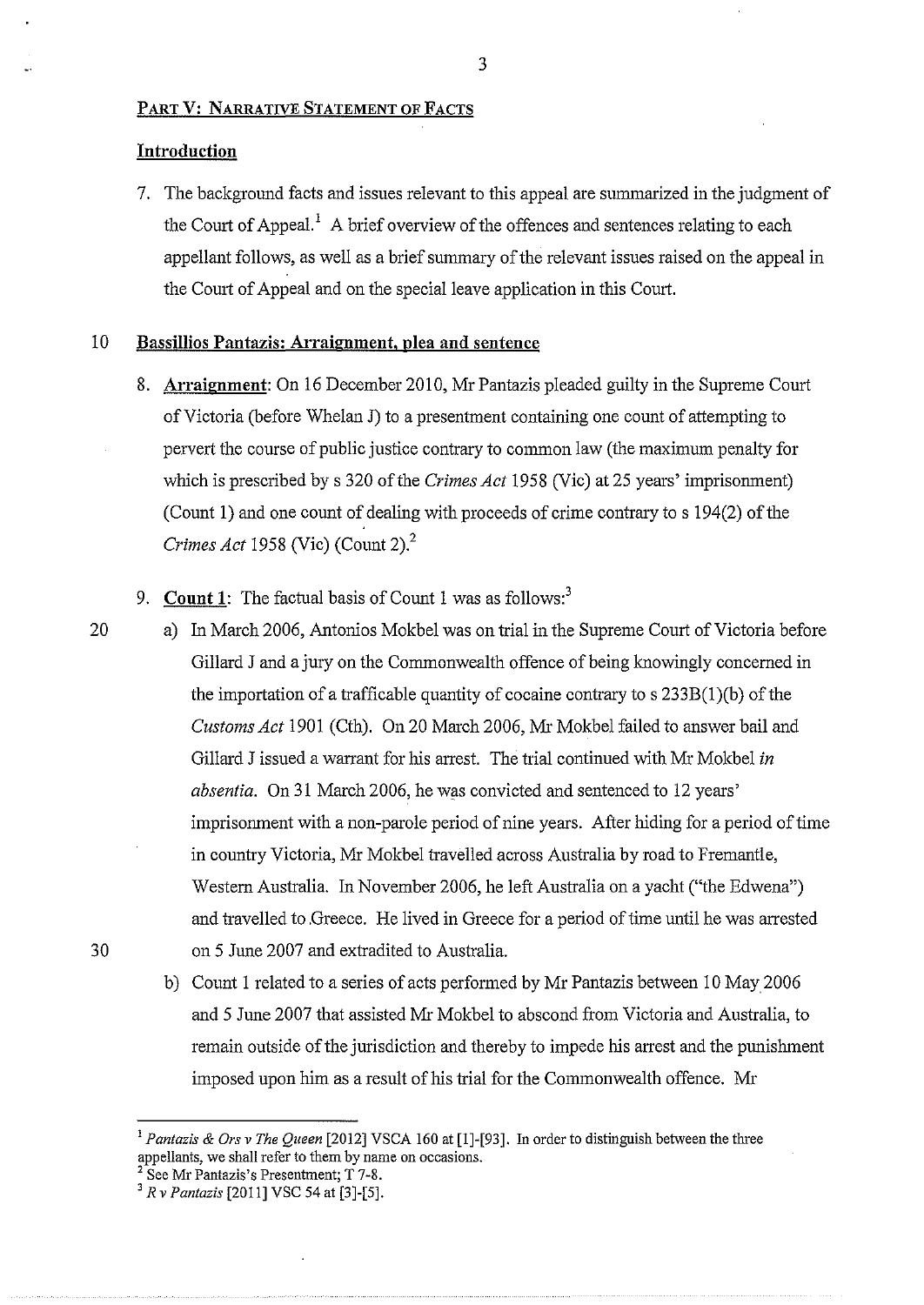## PART V: NARRATIVE STATEMENT OF FACTS

### Introduction

7. The background facts and issues relevant to this appeal are summarized in the judgment of the Court of Appeal.[1] A brief overview of the offences and sentences relating to each appellant follows, as well as a brief summary of the relevant issues raised on the appeal in the Court of Appeal and on the special leave application in this Court.

### Bassillios Pantazis: Arraignment, plea and sentence

8. **Arraignment**: On 16 December 2010, Mr Pantazis pleaded guilty in the Supreme Court of Victoria (before Whelan J) to a presentment containing one count of attempting to pervert the course of public justice contrary to common law (the maximum penalty for which is prescribed by s 320 of the *Crimes Act* 1958 (Vic) at 25 years' imprisonment) (Count 1) and one count of dealing with proceeds of crime contrary to s 194(2) of the *Crimes Act* 1958 (Vic) (Count 2).[2]

9. **Count 1**: The factual basis of Count 1 was as follows:[3]

   a) In March 2006, Antonios Mokbel was on trial in the Supreme Court of Victoria before Gillard J and a jury on the Commonwealth offence of being knowingly concerned in the importation of a trafficable quantity of cocaine contrary to s 233B(1)(b) of the *Customs Act* 1901 (Cth). On 20 March 2006, Mr Mokbel failed to answer bail and Gillard J issued a warrant for his arrest. The trial continued with Mr Mokbel *in absentia*. On 31 March 2006, he was convicted and sentenced to 12 years' imprisonment with a non-parole period of nine years. After hiding for a period of time in country Victoria, Mr Mokbel travelled across Australia by road to Fremantle, Western Australia. In November 2006, he left Australia on a yacht ("the Edwena") and travelled to Greece. He lived in Greece for a period of time until he was arrested on 5 June 2007 and extradited to Australia.

   b) Count 1 related to a series of acts performed by Mr Pantazis between 10 May 2006 and 5 June 2007 that assisted Mr Mokbel to abscond from Victoria and Australia, to remain outside of the jurisdiction and thereby to impede his arrest and the punishment imposed upon him as a result of his trial for the Commonwealth offence. Mr

---

[1] *Pantazis & Ors v The Queen* [2012] VSCA 160 at [1]-[93]. In order to distinguish between the three appellants, we shall refer to them by name on occasions.

[2] See Mr Pantazis's Presentment; T 7-8.

[3] *R v Pantazis* [2011] VSC 54 at [3]-[5].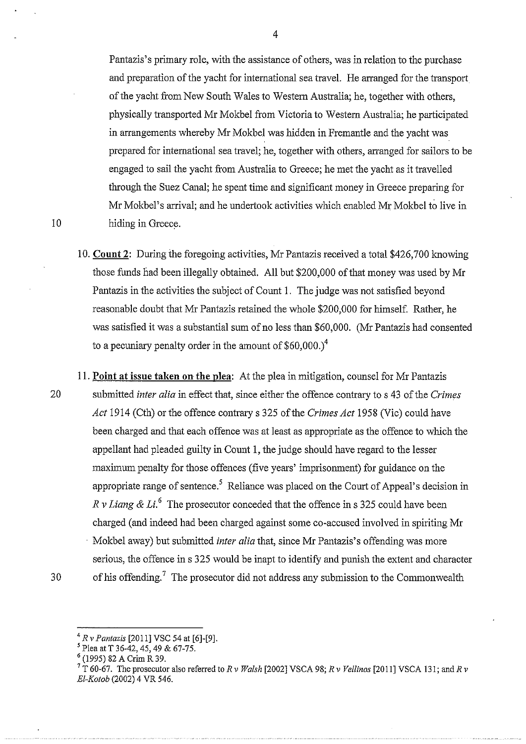Pantazis's primary role, with the assistance of others, was in relation to the purchase and preparation of the yacht for international sea travel. He arranged for the transport of the yacht from New South Wales to Western Australia; he, together with others, physically transported Mr Mokbel from Victoria to Western Australia; he participated in arrangements whereby Mr Mokbel was hidden in Fremantle and the yacht was prepared for international sea travel; he, together with others, arranged for sailors to be engaged to sail the yacht from Australia to Greece; he met the yacht as it travelled through the Suez Canal; he spent time and significant money in Greece preparing for Mr Mokbel's arrival; and he undertook activities which enabled Mr Mokbel to live in hiding in Greece.

10. **Count 2**: During the foregoing activities, Mr Pantazis received a total $426,700 knowing those funds had been illegally obtained. All but $200,000 of that money was used by Mr Pantazis in the activities the subject of Count 1. The judge was not satisfied beyond reasonable doubt that Mr Pantazis retained the whole $200,000 for himself. Rather, he was satisfied it was a substantial sum of no less than $60,000. (Mr Pantazis had consented to a pecuniary penalty order in the amount of $60,000.)[4]

11. **Point at issue taken on the plea**: At the plea in mitigation, counsel for Mr Pantazis submitted *inter alia* in effect that, since either the offence contrary to s 43 of the *Crimes Act* 1914 (Cth) or the offence contrary s 325 of the *Crimes Act* 1958 (Vic) could have been charged and that each offence was at least as appropriate as the offence to which the appellant had pleaded guilty in Count 1, the judge should have regard to the lesser maximum penalty for those offences (five years' imprisonment) for guidance on the appropriate range of sentence.[5] Reliance was placed on the Court of Appeal's decision in *R v Liang & Li*.[6] The prosecutor conceded that the offence in s 325 could have been charged (and indeed had been charged against some co-accused involved in spiriting Mr Mokbel away) but submitted *inter alia* that, since Mr Pantazis's offending was more serious, the offence in s 325 would be inapt to identify and punish the extent and character of his offending.[7] The prosecutor did not address any submission to the Commonwealth

---

[4] *R v Pantazis* [2011] VSC 54 at [6]-[9].

[5] Plea at T 36-42, 45, 49 & 67-75.

[6] (1995) 82 A Crim R 39.

[7] T 60-67. The prosecutor also referred to *R v Walsh* [2002] VSCA 98; *R v Vellinos* [2011] VSCA 131; and *R v El-Kotob* (2002) 4 VR 546.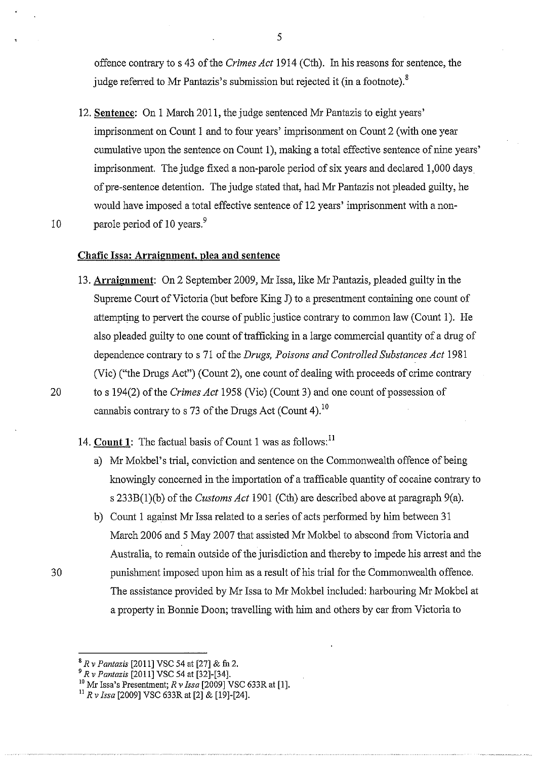offence contrary to s 43 of the *Crimes Act* 1914 (Cth). In his reasons for sentence, the judge referred to Mr Pantazis's submission but rejected it (in a footnote).[8]

12. **Sentence**: On 1 March 2011, the judge sentenced Mr Pantazis to eight years' imprisonment on Count 1 and to four years' imprisonment on Count 2 (with one year cumulative upon the sentence on Count 1), making a total effective sentence of nine years' imprisonment. The judge fixed a non-parole period of six years and declared 1,000 days of pre-sentence detention. The judge stated that, had Mr Pantazis not pleaded guilty, he would have imposed a total effective sentence of 12 years' imprisonment with a non-parole period of 10 years.[9]

**Chafic Issa: Arraignment, plea and sentence**

13. **Arraignment**: On 2 September 2009, Mr Issa, like Mr Pantazis, pleaded guilty in the Supreme Court of Victoria (but before King J) to a presentment containing one count of attempting to pervert the course of public justice contrary to common law (Count 1). He also pleaded guilty to one count of trafficking in a large commercial quantity of a drug of dependence contrary to s 71 of the *Drugs, Poisons and Controlled Substances Act* 1981 (Vic) ("the Drugs Act") (Count 2), one count of dealing with proceeds of crime contrary to s 194(2) of the *Crimes Act* 1958 (Vic) (Count 3) and one count of possession of cannabis contrary to s 73 of the Drugs Act (Count 4).[10]

14. **Count 1**: The factual basis of Count 1 was as follows:[11]

    a) Mr Mokbel's trial, conviction and sentence on the Commonwealth offence of being knowingly concerned in the importation of a trafficable quantity of cocaine contrary to s 233B(1)(b) of the *Customs Act* 1901 (Cth) are described above at paragraph 9(a).

    b) Count 1 against Mr Issa related to a series of acts performed by him between 31 March 2006 and 5 May 2007 that assisted Mr Mokbel to abscond from Victoria and Australia, to remain outside of the jurisdiction and thereby to impede his arrest and the punishment imposed upon him as a result of his trial for the Commonwealth offence. The assistance provided by Mr Issa to Mr Mokbel included: harbouring Mr Mokbel at a property in Bonnie Doon; travelling with him and others by car from Victoria to

---

[8] *R v Pantazis* [2011] VSC 54 at [27] & fn 2.

[9] *R v Pantazis* [2011] VSC 54 at [32]-[34].

[10] Mr Issa's Presentment; *R v Issa* [2009] VSC 633R at [1].

[11] *R v Issa* [2009] VSC 633R at [2] & [19]-[24].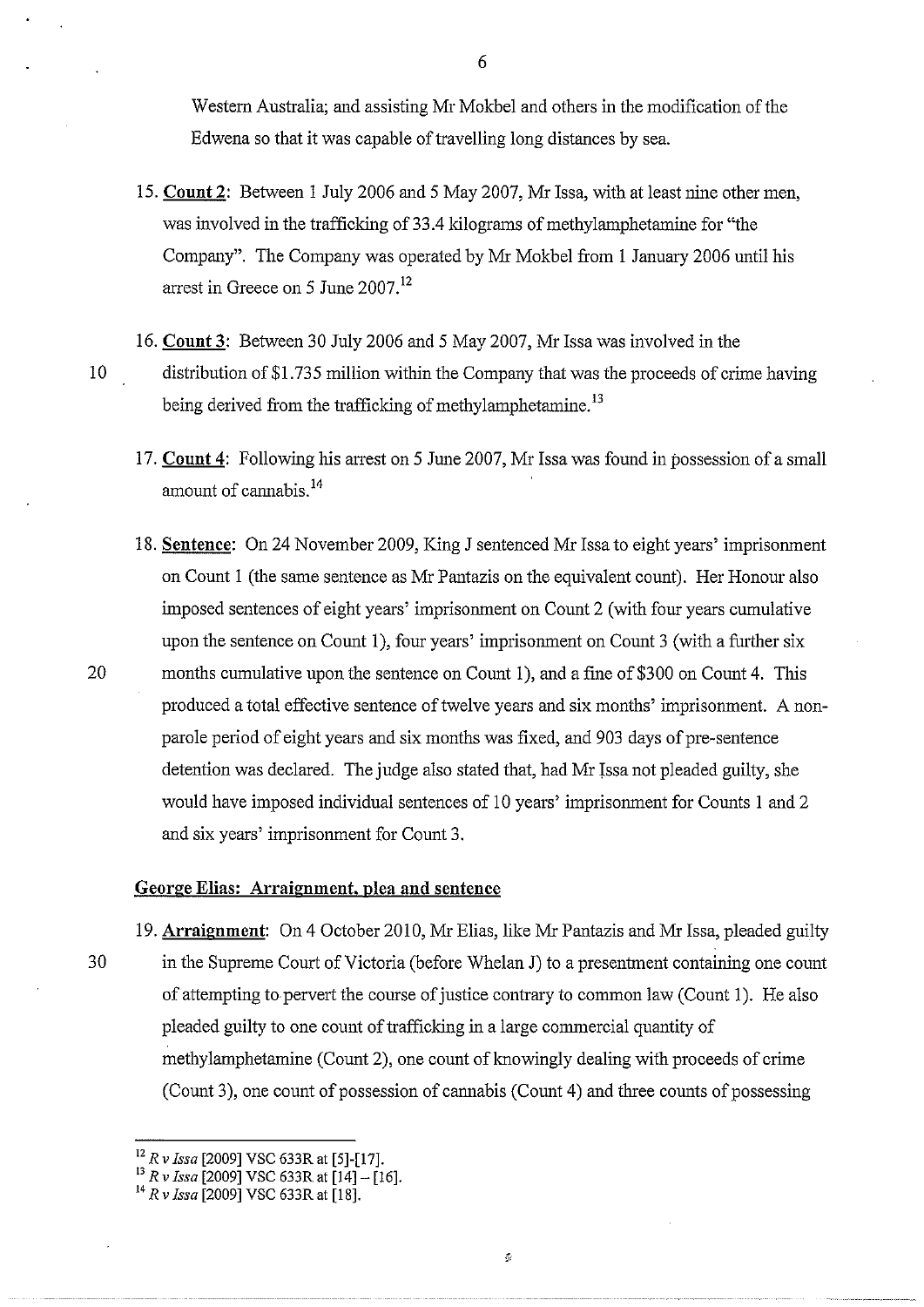Western Australia; and assisting Mr Mokbel and others in the modification of the Edwena so that it was capable of travelling long distances by sea.

15. **Count 2**: Between 1 July 2006 and 5 May 2007, Mr Issa, with at least nine other men, was involved in the trafficking of 33.4 kilograms of methylamphetamine for "the Company". The Company was operated by Mr Mokbel from 1 January 2006 until his arrest in Greece on 5 June 2007.[12]

16. **Count 3**: Between 30 July 2006 and 5 May 2007, Mr Issa was involved in the distribution of $1.735 million within the Company that was the proceeds of crime having being derived from the trafficking of methylamphetamine.[13]

17. **Count 4**: Following his arrest on 5 June 2007, Mr Issa was found in possession of a small amount of cannabis.[14]

18. **Sentence**: On 24 November 2009, King J sentenced Mr Issa to eight years' imprisonment on Count 1 (the same sentence as Mr Pantazis on the equivalent count). Her Honour also imposed sentences of eight years' imprisonment on Count 2 (with four years cumulative upon the sentence on Count 1), four years' imprisonment on Count 3 (with a further six months cumulative upon the sentence on Count 1), and a fine of $300 on Count 4. This produced a total effective sentence of twelve years and six months' imprisonment. A non-parole period of eight years and six months was fixed, and 903 days of pre-sentence detention was declared. The judge also stated that, had Mr Issa not pleaded guilty, she would have imposed individual sentences of 10 years' imprisonment for Counts 1 and 2 and six years' imprisonment for Count 3.

## George Elias: Arraignment, plea and sentence

19. **Arraignment**: On 4 October 2010, Mr Elias, like Mr Pantazis and Mr Issa, pleaded guilty in the Supreme Court of Victoria (before Whelan J) to a presentment containing one count of attempting to pervert the course of justice contrary to common law (Count 1). He also pleaded guilty to one count of trafficking in a large commercial quantity of methylamphetamine (Count 2), one count of knowingly dealing with proceeds of crime (Count 3), one count of possession of cannabis (Count 4) and three counts of possessing

---

[12] *R v Issa* [2009] VSC 633R at [5]-[17].

[13] *R v Issa* [2009] VSC 633R at [14] – [16].

[14] *R v Issa* [2009] VSC 633R at [18].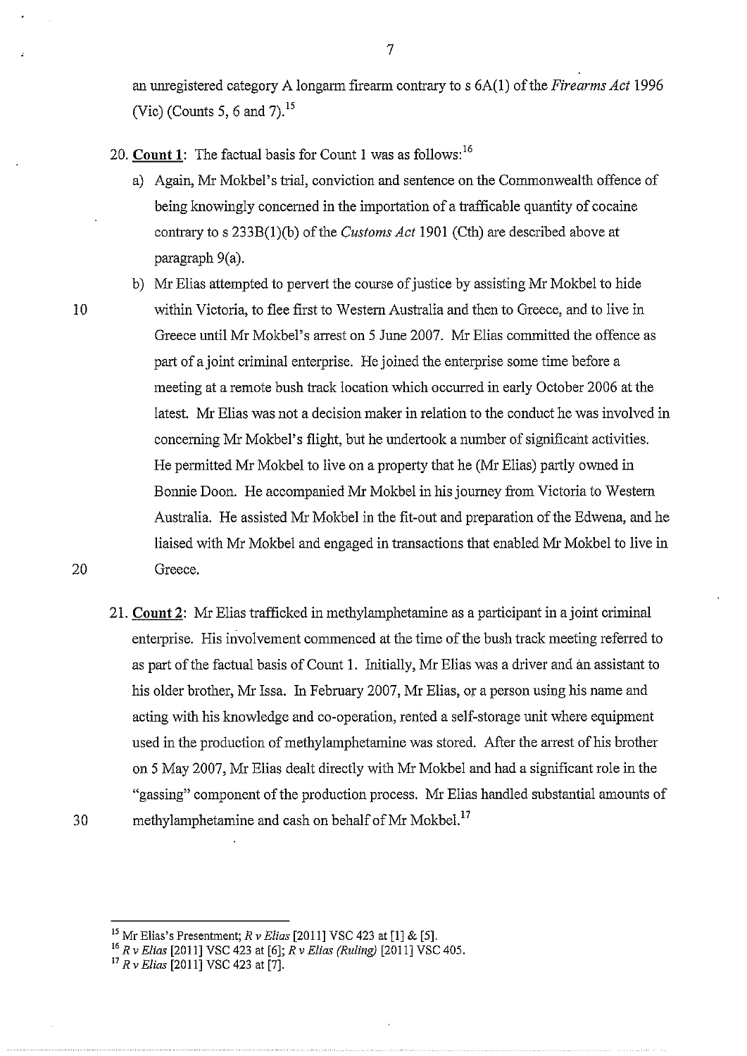an unregistered category A longarm firearm contrary to s 6A(1) of the *Firearms Act* 1996 (Vic) (Counts 5, 6 and 7).[15]

20. **Count 1**: The factual basis for Count 1 was as follows:[16]

    a) Again, Mr Mokbel's trial, conviction and sentence on the Commonwealth offence of being knowingly concerned in the importation of a trafficable quantity of cocaine contrary to s 233B(1)(b) of the *Customs Act* 1901 (Cth) are described above at paragraph 9(a).

    b) Mr Elias attempted to pervert the course of justice by assisting Mr Mokbel to hide within Victoria, to flee first to Western Australia and then to Greece, and to live in Greece until Mr Mokbel's arrest on 5 June 2007. Mr Elias committed the offence as part of a joint criminal enterprise. He joined the enterprise some time before a meeting at a remote bush track location which occurred in early October 2006 at the latest. Mr Elias was not a decision maker in relation to the conduct he was involved in concerning Mr Mokbel's flight, but he undertook a number of significant activities. He permitted Mr Mokbel to live on a property that he (Mr Elias) partly owned in Bonnie Doon. He accompanied Mr Mokbel in his journey from Victoria to Western Australia. He assisted Mr Mokbel in the fit-out and preparation of the Edwena, and he liaised with Mr Mokbel and engaged in transactions that enabled Mr Mokbel to live in Greece.

21. **Count 2**: Mr Elias trafficked in methylamphetamine as a participant in a joint criminal enterprise. His involvement commenced at the time of the bush track meeting referred to as part of the factual basis of Count 1. Initially, Mr Elias was a driver and an assistant to his older brother, Mr Issa. In February 2007, Mr Elias, or a person using his name and acting with his knowledge and co-operation, rented a self-storage unit where equipment used in the production of methylamphetamine was stored. After the arrest of his brother on 5 May 2007, Mr Elias dealt directly with Mr Mokbel and had a significant role in the "gassing" component of the production process. Mr Elias handled substantial amounts of methylamphetamine and cash on behalf of Mr Mokbel.[17]

---

[15] Mr Elias's Presentment; *R v Elias* [2011] VSC 423 at [1] & [5].

[16] *R v Elias* [2011] VSC 423 at [6]; *R v Elias (Ruling)* [2011] VSC 405.

[17] *R v Elias* [2011] VSC 423 at [7].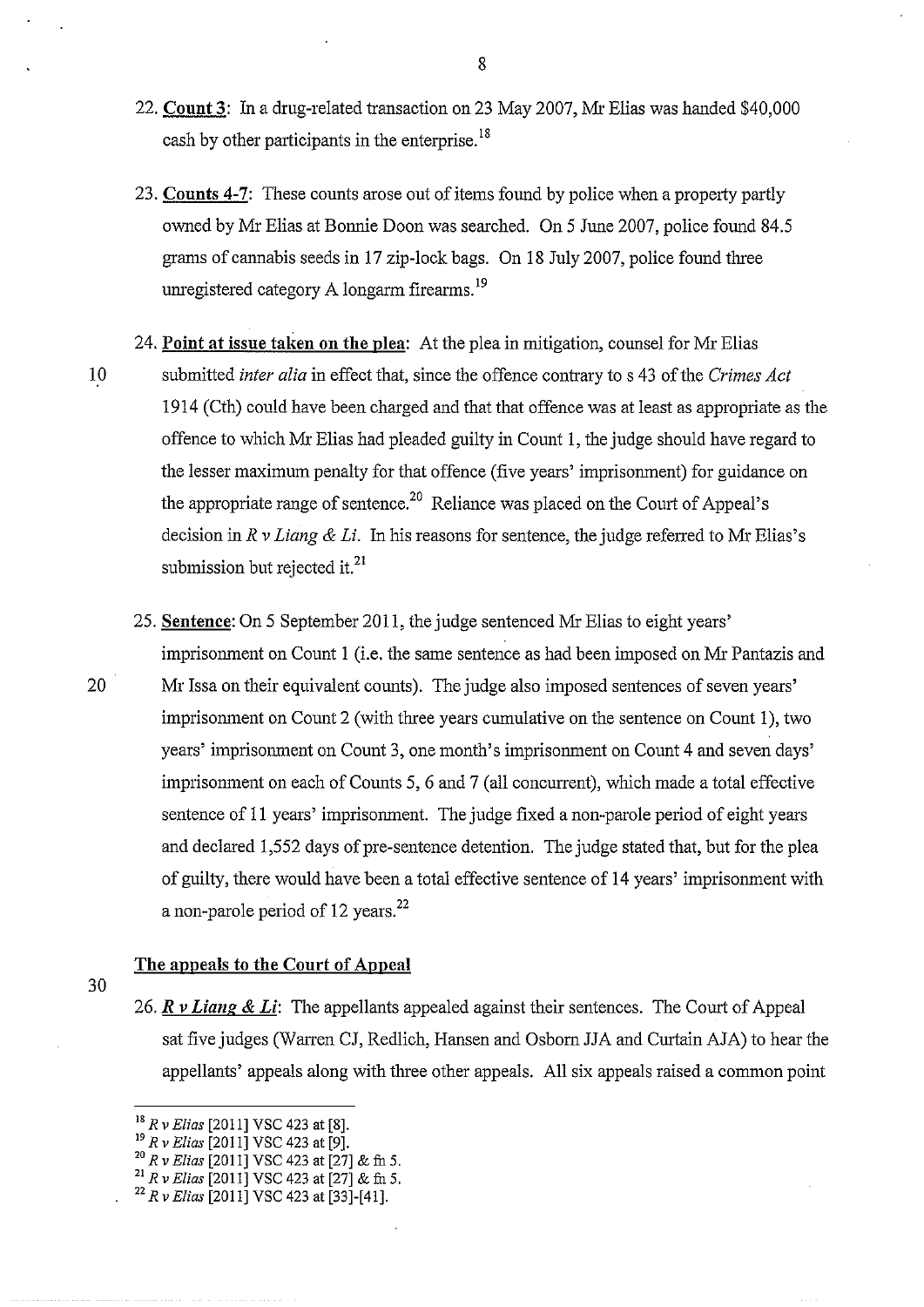22. **Count 3**: In a drug-related transaction on 23 May 2007, Mr Elias was handed $40,000 cash by other participants in the enterprise.[18]

23. **Counts 4-7**: These counts arose out of items found by police when a property partly owned by Mr Elias at Bonnie Doon was searched. On 5 June 2007, police found 84.5 grams of cannabis seeds in 17 zip-lock bags. On 18 July 2007, police found three unregistered category A longarm firearms.[19]

24. **Point at issue taken on the plea**: At the plea in mitigation, counsel for Mr Elias submitted *inter alia* in effect that, since the offence contrary to s 43 of the *Crimes Act* 1914 (Cth) could have been charged and that that offence was at least as appropriate as the offence to which Mr Elias had pleaded guilty in Count 1, the judge should have regard to the lesser maximum penalty for that offence (five years' imprisonment) for guidance on the appropriate range of sentence.[20] Reliance was placed on the Court of Appeal's decision in *R v Liang & Li*. In his reasons for sentence, the judge referred to Mr Elias's submission but rejected it.[21]

25. **Sentence**: On 5 September 2011, the judge sentenced Mr Elias to eight years' imprisonment on Count 1 (i.e. the same sentence as had been imposed on Mr Pantazis and Mr Issa on their equivalent counts). The judge also imposed sentences of seven years' imprisonment on Count 2 (with three years cumulative on the sentence on Count 1), two years' imprisonment on Count 3, one month's imprisonment on Count 4 and seven days' imprisonment on each of Counts 5, 6 and 7 (all concurrent), which made a total effective sentence of 11 years' imprisonment. The judge fixed a non-parole period of eight years and declared 1,552 days of pre-sentence detention. The judge stated that, but for the plea of guilty, there would have been a total effective sentence of 14 years' imprisonment with a non-parole period of 12 years.[22]

## The appeals to the Court of Appeal

26. ***R v Liang & Li***: The appellants appealed against their sentences. The Court of Appeal sat five judges (Warren CJ, Redlich, Hansen and Osborn JJA and Curtain AJA) to hear the appellants' appeals along with three other appeals. All six appeals raised a common point

---

[18] *R v Elias* [2011] VSC 423 at [8].

[19] *R v Elias* [2011] VSC 423 at [9].

[20] *R v Elias* [2011] VSC 423 at [27] & fn 5.

[21] *R v Elias* [2011] VSC 423 at [27] & fn 5.

[22] *R v Elias* [2011] VSC 423 at [33]-[41].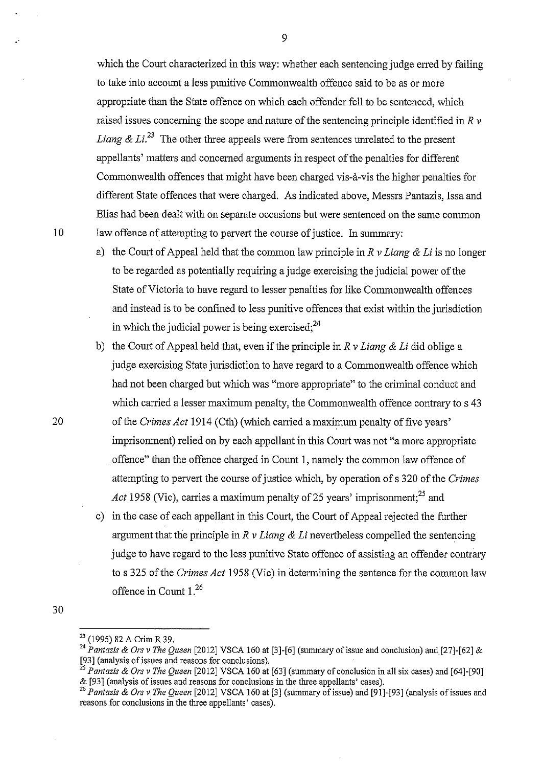which the Court characterized in this way: whether each sentencing judge erred by failing to take into account a less punitive Commonwealth offence said to be as or more appropriate than the State offence on which each offender fell to be sentenced, which raised issues concerning the scope and nature of the sentencing principle identified in *R v Liang & Li*.[23] The other three appeals were from sentences unrelated to the present appellants' matters and concerned arguments in respect of the penalties for different Commonwealth offences that might have been charged vis-à-vis the higher penalties for different State offences that were charged. As indicated above, Messrs Pantazis, Issa and Elias had been dealt with on separate occasions but were sentenced on the same common law offence of attempting to pervert the course of justice. In summary:

a) the Court of Appeal held that the common law principle in *R v Liang & Li* is no longer to be regarded as potentially requiring a judge exercising the judicial power of the State of Victoria to have regard to lesser penalties for like Commonwealth offences and instead is to be confined to less punitive offences that exist within the jurisdiction in which the judicial power is being exercised;[24]

b) the Court of Appeal held that, even if the principle in *R v Liang & Li* did oblige a judge exercising State jurisdiction to have regard to a Commonwealth offence which had not been charged but which was "more appropriate" to the criminal conduct and which carried a lesser maximum penalty, the Commonwealth offence contrary to s 43 of the *Crimes Act* 1914 (Cth) (which carried a maximum penalty of five years' imprisonment) relied on by each appellant in this Court was not "a more appropriate offence" than the offence charged in Count 1, namely the common law offence of attempting to pervert the course of justice which, by operation of s 320 of the *Crimes Act* 1958 (Vic), carries a maximum penalty of 25 years' imprisonment;[25] and

c) in the case of each appellant in this Court, the Court of Appeal rejected the further argument that the principle in *R v Liang & Li* nevertheless compelled the sentencing judge to have regard to the less punitive State offence of assisting an offender contrary to s 325 of the *Crimes Act* 1958 (Vic) in determining the sentence for the common law offence in Count 1.[26]

---

[23] (1995) 82 A Crim R 39.

[24] *Pantazis & Ors v The Queen* [2012] VSCA 160 at [3]-[6] (summary of issue and conclusion) and [27]-[62] & [93] (analysis of issues and reasons for conclusions).

[25] *Pantazis & Ors v The Queen* [2012] VSCA 160 at [63] (summary of conclusion in all six cases) and [64]-[90] & [93] (analysis of issues and reasons for conclusions in the three appellants' cases).

[26] *Pantazis & Ors v The Queen* [2012] VSCA 160 at [3] (summary of issue) and [91]-[93] (analysis of issues and reasons for conclusions in the three appellants' cases).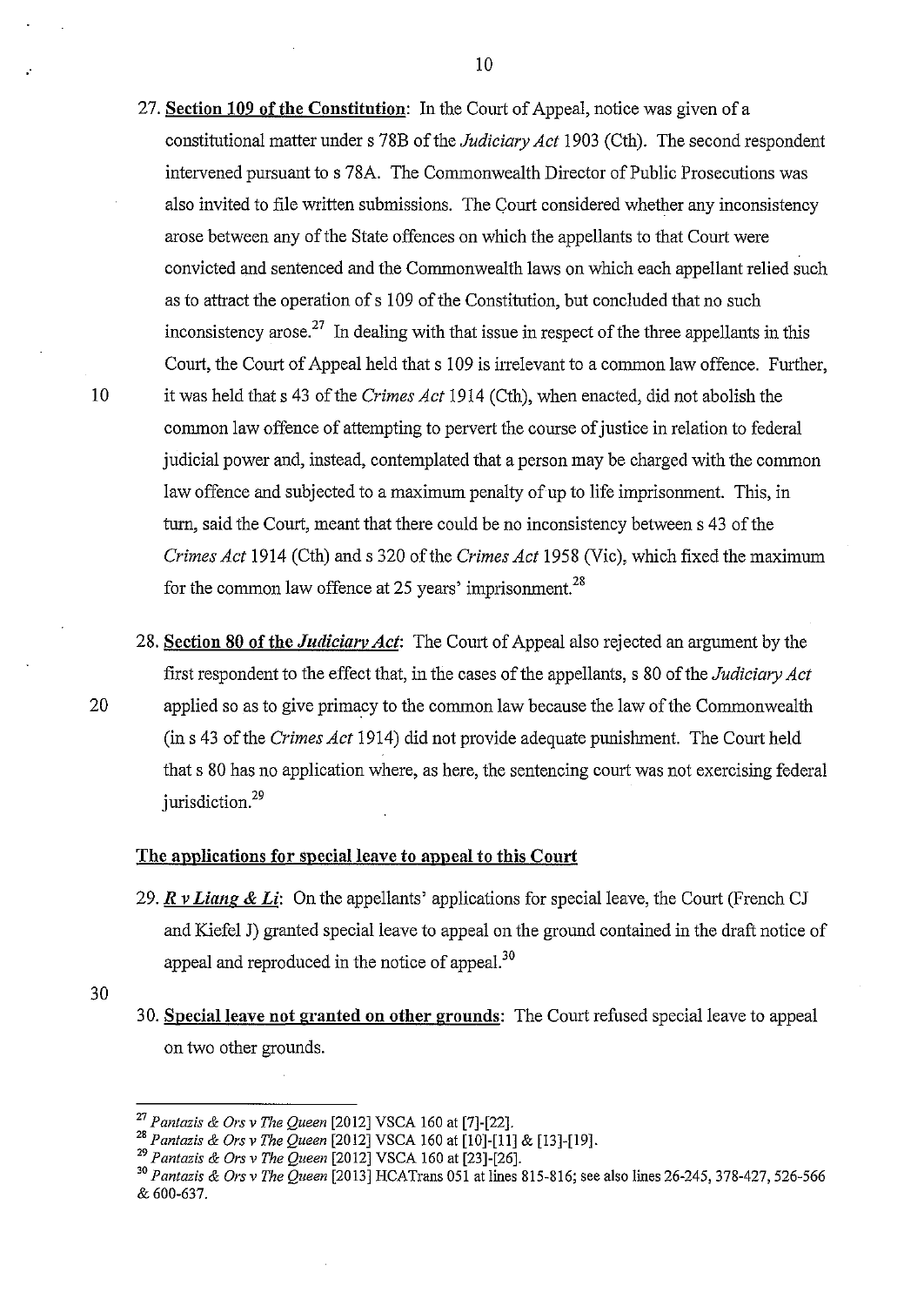27. **Section 109 of the Constitution**: In the Court of Appeal, notice was given of a constitutional matter under s 78B of the *Judiciary Act* 1903 (Cth). The second respondent intervened pursuant to s 78A. The Commonwealth Director of Public Prosecutions was also invited to file written submissions. The Court considered whether any inconsistency arose between any of the State offences on which the appellants to that Court were convicted and sentenced and the Commonwealth laws on which each appellant relied such as to attract the operation of s 109 of the Constitution, but concluded that no such inconsistency arose.[27] In dealing with that issue in respect of the three appellants in this Court, the Court of Appeal held that s 109 is irrelevant to a common law offence. Further, it was held that s 43 of the *Crimes Act* 1914 (Cth), when enacted, did not abolish the common law offence of attempting to pervert the course of justice in relation to federal judicial power and, instead, contemplated that a person may be charged with the common law offence and subjected to a maximum penalty of up to life imprisonment. This, in turn, said the Court, meant that there could be no inconsistency between s 43 of the *Crimes Act* 1914 (Cth) and s 320 of the *Crimes Act* 1958 (Vic), which fixed the maximum for the common law offence at 25 years' imprisonment.[28]

28. **Section 80 of the *Judiciary Act***: The Court of Appeal also rejected an argument by the first respondent to the effect that, in the cases of the appellants, s 80 of the *Judiciary Act* applied so as to give primacy to the common law because the law of the Commonwealth (in s 43 of the *Crimes Act* 1914) did not provide adequate punishment. The Court held that s 80 has no application where, as here, the sentencing court was not exercising federal jurisdiction.[29]

## The applications for special leave to appeal to this Court

29. ***R v Liang & Li***: On the appellants' applications for special leave, the Court (French CJ and Kiefel J) granted special leave to appeal on the ground contained in the draft notice of appeal and reproduced in the notice of appeal.[30]

30. **Special leave not granted on other grounds**: The Court refused special leave to appeal on two other grounds.

---

[27] *Pantazis & Ors v The Queen* [2012] VSCA 160 at [7]-[22].

[28] *Pantazis & Ors v The Queen* [2012] VSCA 160 at [10]-[11] & [13]-[19].

[29] *Pantazis & Ors v The Queen* [2012] VSCA 160 at [23]-[26].

[30] *Pantazis & Ors v The Queen* [2013] HCATrans 051 at lines 815-816; see also lines 26-245, 378-427, 526-566 & 600-637.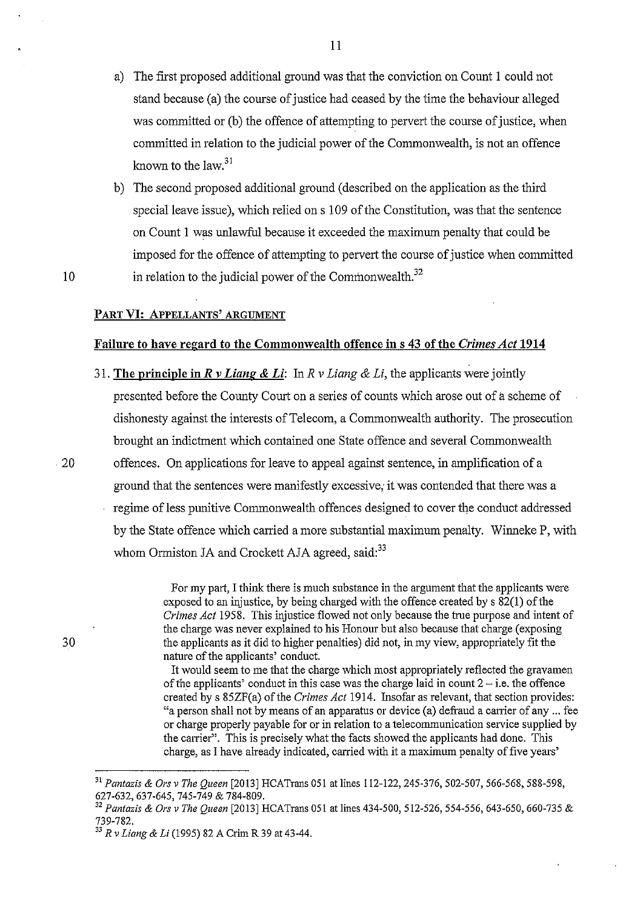a) The first proposed additional ground was that the conviction on Count 1 could not stand because (a) the course of justice had ceased by the time the behaviour alleged was committed or (b) the offence of attempting to pervert the course of justice, when committed in relation to the judicial power of the Commonwealth, is not an offence known to the law.[31]

b) The second proposed additional ground (described on the application as the third special leave issue), which relied on s 109 of the Constitution, was that the sentence on Count 1 was unlawful because it exceeded the maximum penalty that could be imposed for the offence of attempting to pervert the course of justice when committed in relation to the judicial power of the Commonwealth.[32]

## PART VI: APPELLANTS' ARGUMENT

### Failure to have regard to the Commonwealth offence in s 43 of the *Crimes Act* 1914

31. **The principle in *R v Liang & Li***: In *R v Liang & Li*, the applicants were jointly presented before the County Court on a series of counts which arose out of a scheme of dishonesty against the interests of Telecom, a Commonwealth authority. The prosecution brought an indictment which contained one State offence and several Commonwealth offences. On applications for leave to appeal against sentence, in amplification of a ground that the sentences were manifestly excessive, it was contended that there was a regime of less punitive Commonwealth offences designed to cover the conduct addressed by the State offence which carried a more substantial maximum penalty. Winneke P, with whom Ormiston JA and Crockett AJA agreed, said:[33]

> For my part, I think there is much substance in the argument that the applicants were exposed to an injustice, by being charged with the offence created by s 82(1) of the *Crimes Act* 1958. This injustice flowed not only because the true purpose and intent of the charge was never explained to his Honour but also because that charge (exposing the applicants as it did to higher penalties) did not, in my view, appropriately fit the nature of the applicants' conduct.
>
> It would seem to me that the charge which most appropriately reflected the gravamen of the applicants' conduct in this case was the charge laid in count 2 – i.e. the offence created by s 85ZF(a) of the *Crimes Act* 1914. Insofar as relevant, that section provides: "a person shall not by means of an apparatus or device (a) defraud a carrier of any ... fee or charge properly payable for or in relation to a telecommunication service supplied by the carrier". This is precisely what the facts showed the applicants had done. This charge, as I have already indicated, carried with it a maximum penalty of five years'

---

[31] *Pantazis & Ors v The Queen* [2013] HCATrans 051 at lines 112-122, 245-376, 502-507, 566-568, 588-598, 627-632, 637-645, 745-749 & 784-809.

[32] *Pantazis & Ors v The Queen* [2013] HCATrans 051 at lines 434-500, 512-526, 554-556, 643-650, 660-735 & 739-782.

[33] *R v Liang & Li* (1995) 82 A Crim R 39 at 43-44.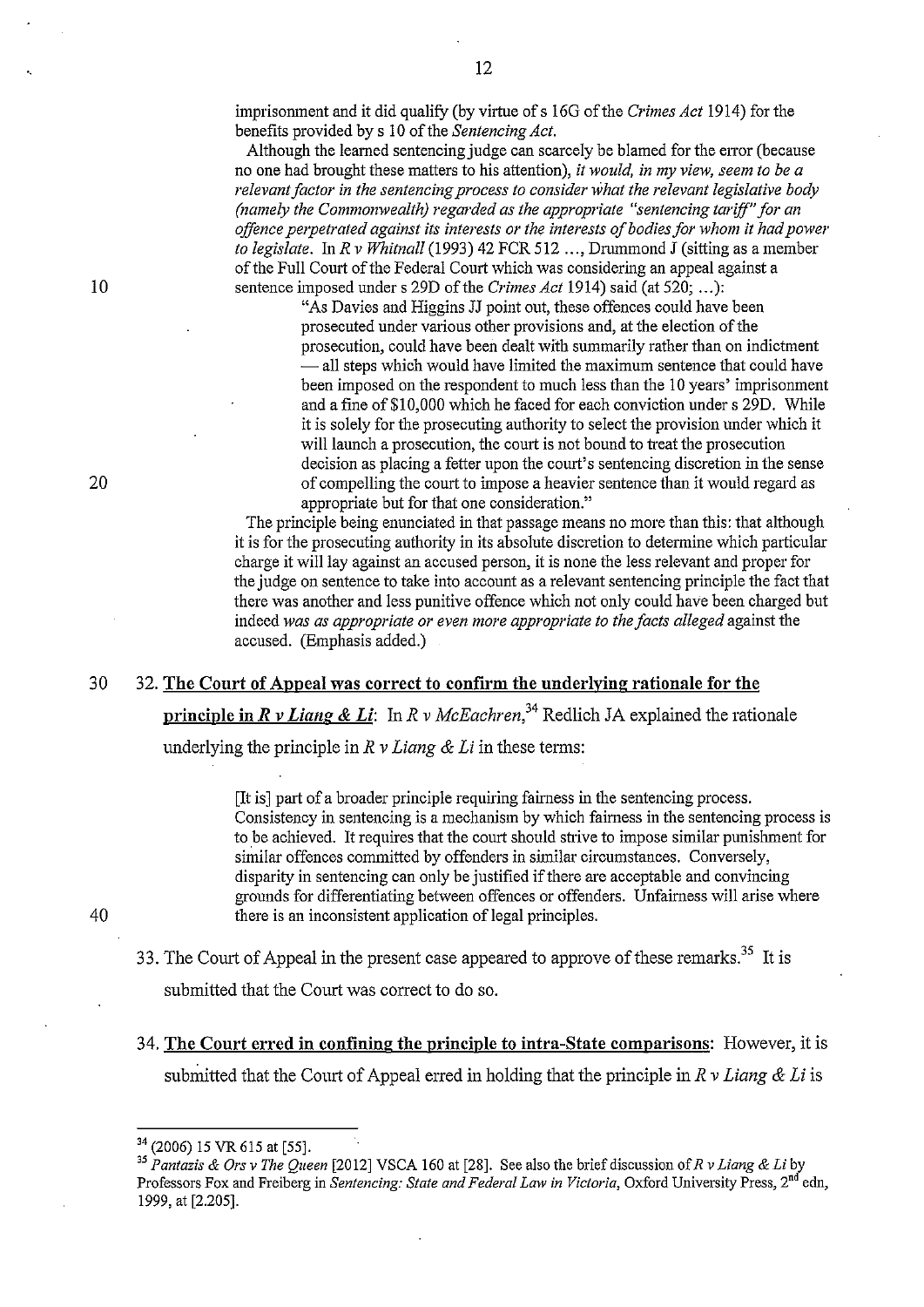imprisonment and it did qualify (by virtue of s 16G of the *Crimes Act* 1914) for the benefits provided by s 10 of the *Sentencing Act*.

Although the learned sentencing judge can scarcely be blamed for the error (because no one had brought these matters to his attention), *it would, in my view, seem to be a relevant factor in the sentencing process to consider what the relevant legislative body (namely the Commonwealth) regarded as the appropriate "sentencing tariff" for an offence perpetrated against its interests or the interests of bodies for whom it had power to legislate*. In *R v Whitnall* (1993) 42 FCR 512 ..., Drummond J (sitting as a member of the Full Court of the Federal Court which was considering an appeal against a sentence imposed under s 29D of the *Crimes Act* 1914) said (at 520; ...):

> "As Davies and Higgins JJ point out, these offences could have been prosecuted under various other provisions and, at the election of the prosecution, could have been dealt with summarily rather than on indictment — all steps which would have limited the maximum sentence that could have been imposed on the respondent to much less than the 10 years' imprisonment and a fine of $10,000 which he faced for each conviction under s 29D. While it is solely for the prosecuting authority to select the provision under which it will launch a prosecution, the court is not bound to treat the prosecution decision as placing a fetter upon the court's sentencing discretion in the sense of compelling the court to impose a heavier sentence than it would regard as appropriate but for that one consideration."

The principle being enunciated in that passage means no more than this: that although it is for the prosecuting authority in its absolute discretion to determine which particular charge it will lay against an accused person, it is none the less relevant and proper for the judge on sentence to take into account as a relevant sentencing principle the fact that there was another and less punitive offence which not only could have been charged but indeed *was as appropriate or even more appropriate to the facts alleged* against the accused. (Emphasis added.)

32. **The Court of Appeal was correct to confirm the underlying rationale for the principle in *R v Liang & Li***: In *R v McEachren*,[34] Redlich JA explained the rationale underlying the principle in *R v Liang & Li* in these terms:

> [It is] part of a broader principle requiring fairness in the sentencing process. Consistency in sentencing is a mechanism by which fairness in the sentencing process is to be achieved. It requires that the court should strive to impose similar punishment for similar offences committed by offenders in similar circumstances. Conversely, disparity in sentencing can only be justified if there are acceptable and convincing grounds for differentiating between offences or offenders. Unfairness will arise where there is an inconsistent application of legal principles.

33. The Court of Appeal in the present case appeared to approve of these remarks.[35] It is submitted that the Court was correct to do so.

34. **The Court erred in confining the principle to intra-State comparisons**: However, it is submitted that the Court of Appeal erred in holding that the principle in *R v Liang & Li* is

---

[34] (2006) 15 VR 615 at [55].

[35] *Pantazis & Ors v The Queen* [2012] VSCA 160 at [28]. See also the brief discussion of *R v Liang & Li* by Professors Fox and Freiberg in *Sentencing: State and Federal Law in Victoria*, Oxford University Press, 2nd edn, 1999, at [2.205].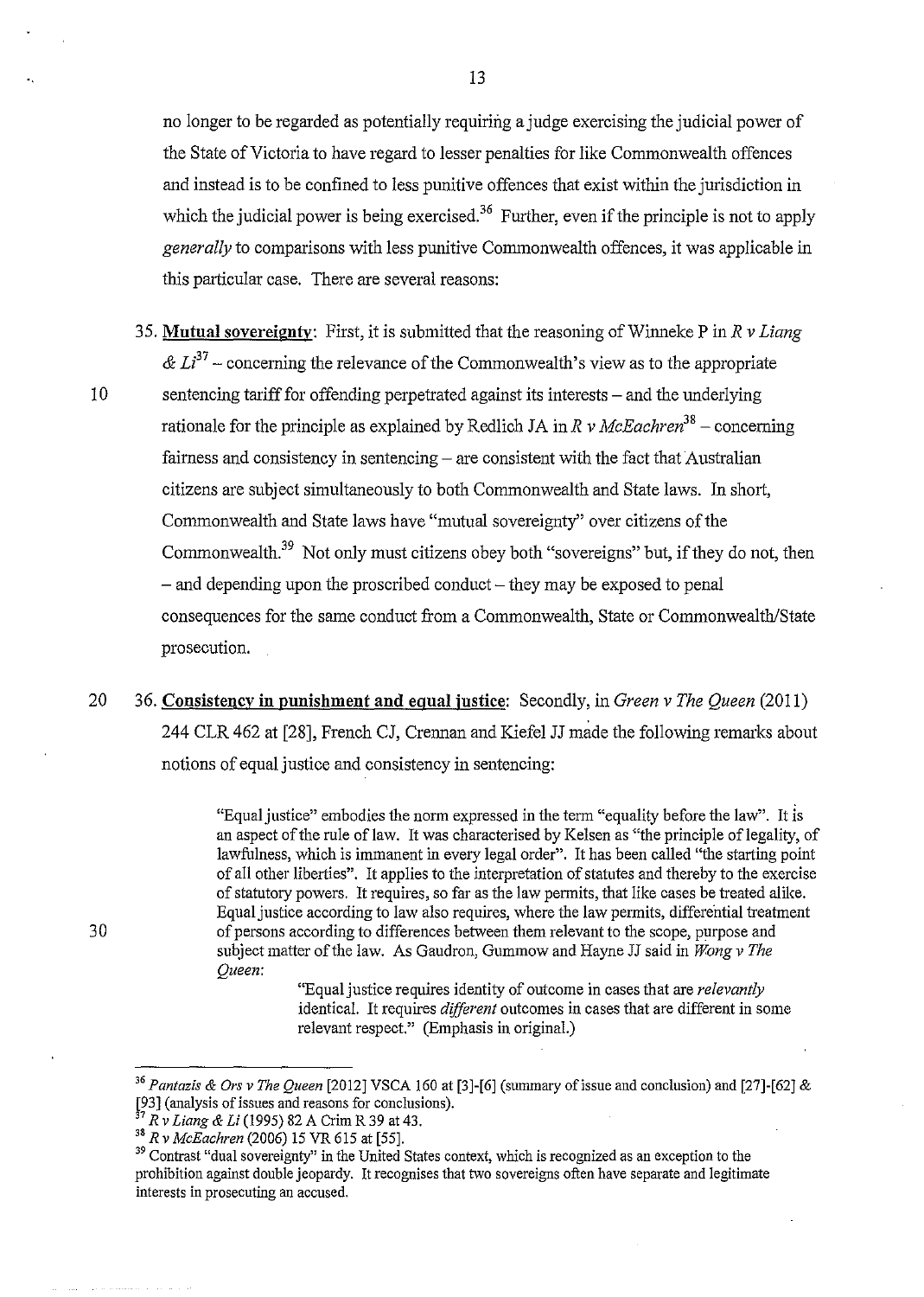no longer to be regarded as potentially requiring a judge exercising the judicial power of the State of Victoria to have regard to lesser penalties for like Commonwealth offences and instead is to be confined to less punitive offences that exist within the jurisdiction in which the judicial power is being exercised.[36] Further, even if the principle is not to apply *generally* to comparisons with less punitive Commonwealth offences, it was applicable in this particular case. There are several reasons:

35. **Mutual sovereignty**: First, it is submitted that the reasoning of Winneke P in *R v Liang & Li*[37] – concerning the relevance of the Commonwealth's view as to the appropriate sentencing tariff for offending perpetrated against its interests – and the underlying rationale for the principle as explained by Redlich JA in *R v McEachren*[38] – concerning fairness and consistency in sentencing – are consistent with the fact that Australian citizens are subject simultaneously to both Commonwealth and State laws. In short, Commonwealth and State laws have "mutual sovereignty" over citizens of the Commonwealth.[39] Not only must citizens obey both "sovereigns" but, if they do not, then – and depending upon the proscribed conduct – they may be exposed to penal consequences for the same conduct from a Commonwealth, State or Commonwealth/State prosecution.

36. **Consistency in punishment and equal justice**: Secondly, in *Green v The Queen* (2011) 244 CLR 462 at [28], French CJ, Crennan and Kiefel JJ made the following remarks about notions of equal justice and consistency in sentencing:

> "Equal justice" embodies the norm expressed in the term "equality before the law". It is an aspect of the rule of law. It was characterised by Kelsen as "the principle of legality, of lawfulness, which is immanent in every legal order". It has been called "the starting point of all other liberties". It applies to the interpretation of statutes and thereby to the exercise of statutory powers. It requires, so far as the law permits, that like cases be treated alike. Equal justice according to law also requires, where the law permits, differential treatment of persons according to differences between them relevant to the scope, purpose and subject matter of the law. As Gaudron, Gummow and Hayne JJ said in *Wong v The Queen*:
>
> > "Equal justice requires identity of outcome in cases that are *relevantly* identical. It requires *different* outcomes in cases that are different in some relevant respect." (Emphasis in original.)

---

[36] *Pantazis & Ors v The Queen* [2012] VSCA 160 at [3]-[6] (summary of issue and conclusion) and [27]-[62] & [93] (analysis of issues and reasons for conclusions).

[37] *R v Liang & Li* (1995) 82 A Crim R 39 at 43.

[38] *R v McEachren* (2006) 15 VR 615 at [55].

[39] Contrast "dual sovereignty" in the United States context, which is recognized as an exception to the prohibition against double jeopardy. It recognises that two sovereigns often have separate and legitimate interests in prosecuting an accused.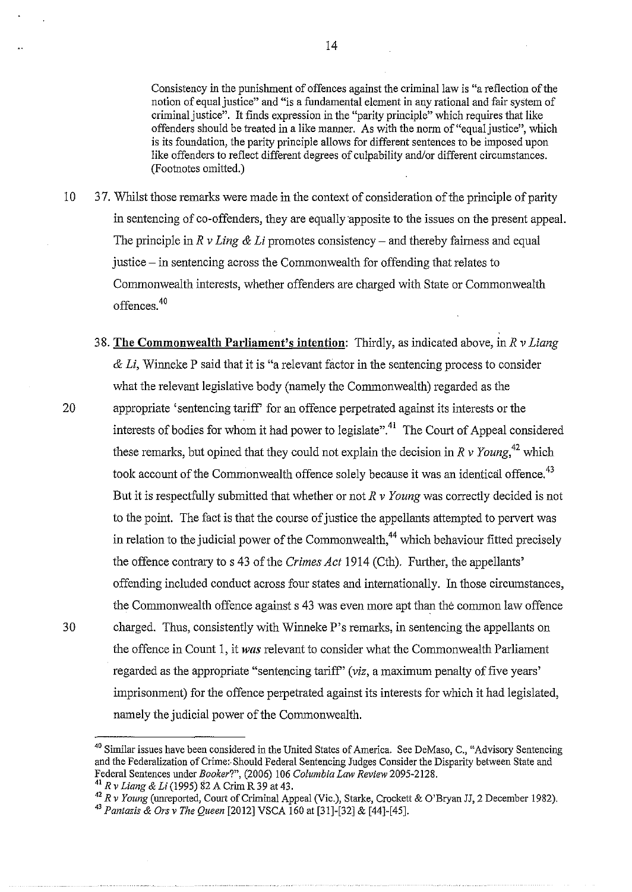> Consistency in the punishment of offences against the criminal law is "a reflection of the notion of equal justice" and "is a fundamental element in any rational and fair system of criminal justice". It finds expression in the "parity principle" which requires that like offenders should be treated in a like manner. As with the norm of "equal justice", which is its foundation, the parity principle allows for different sentences to be imposed upon like offenders to reflect different degrees of culpability and/or different circumstances. (Footnotes omitted.)

37. Whilst those remarks were made in the context of consideration of the principle of parity in sentencing of co-offenders, they are equally apposite to the issues on the present appeal. The principle in *R v Ling & Li* promotes consistency – and thereby fairness and equal justice – in sentencing across the Commonwealth for offending that relates to Commonwealth interests, whether offenders are charged with State or Commonwealth offences.[40]

38. **The Commonwealth Parliament's intention**: Thirdly, as indicated above, in *R v Liang & Li*, Winneke P said that it is "a relevant factor in the sentencing process to consider what the relevant legislative body (namely the Commonwealth) regarded as the appropriate 'sentencing tariff' for an offence perpetrated against its interests or the interests of bodies for whom it had power to legislate".[41] The Court of Appeal considered these remarks, but opined that they could not explain the decision in *R v Young*,[42] which took account of the Commonwealth offence solely because it was an identical offence.[43] But it is respectfully submitted that whether or not *R v Young* was correctly decided is not to the point. The fact is that the course of justice the appellants attempted to pervert was in relation to the judicial power of the Commonwealth,[44] which behaviour fitted precisely the offence contrary to s 43 of the *Crimes Act* 1914 (Cth). Further, the appellants' offending included conduct across four states and internationally. In those circumstances, the Commonwealth offence against s 43 was even more apt than the common law offence charged. Thus, consistently with Winneke P's remarks, in sentencing the appellants on the offence in Count 1, it *was* relevant to consider what the Commonwealth Parliament regarded as the appropriate "sentencing tariff" (*viz*, a maximum penalty of five years' imprisonment) for the offence perpetrated against its interests for which it had legislated, namely the judicial power of the Commonwealth.

---

[40] Similar issues have been considered in the United States of America. See DeMaso, C., "Advisory Sentencing and the Federalization of Crime: Should Federal Sentencing Judges Consider the Disparity between State and Federal Sentences under *Booker*?", (2006) 106 *Columbia Law Review* 2095-2128.

[41] *R v Liang & Li* (1995) 82 A Crim R 39 at 43.

[42] *R v Young* (unreported, Court of Criminal Appeal (Vic.), Starke, Crockett & O'Bryan JJ, 2 December 1982).

[43] *Pantazis & Ors v The Queen* [2012] VSCA 160 at [31]-[32] & [44]-[45].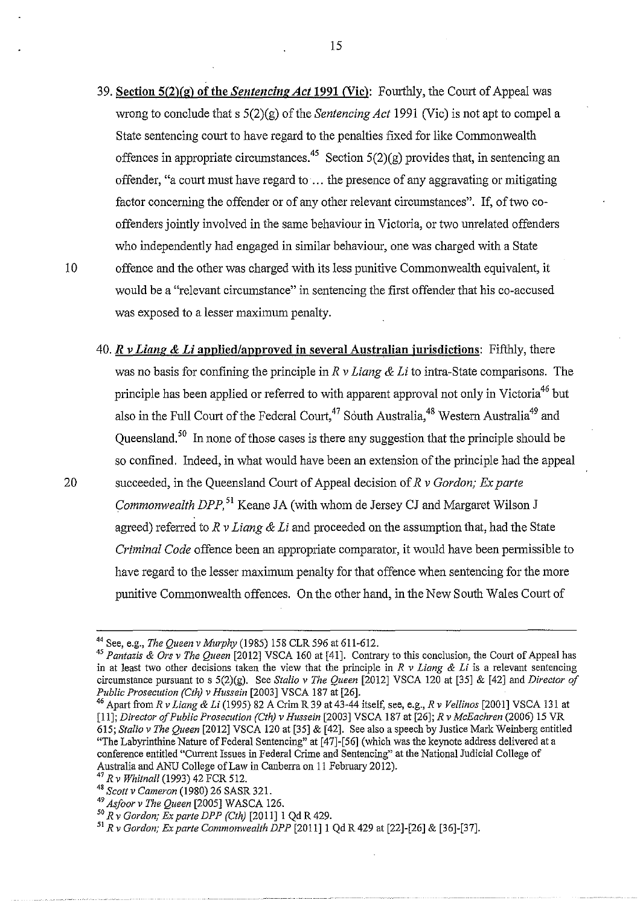39. **Section 5(2)(g) of the *Sentencing Act* 1991 (Vic)**: Fourthly, the Court of Appeal was wrong to conclude that s 5(2)(g) of the *Sentencing Act* 1991 (Vic) is not apt to compel a State sentencing court to have regard to the penalties fixed for like Commonwealth offences in appropriate circumstances.[45] Section 5(2)(g) provides that, in sentencing an offender, "a court must have regard to ... the presence of any aggravating or mitigating factor concerning the offender or of any other relevant circumstances". If, of two co-offenders jointly involved in the same behaviour in Victoria, or two unrelated offenders who independently had engaged in similar behaviour, one was charged with a State offence and the other was charged with its less punitive Commonwealth equivalent, it would be a "relevant circumstance" in sentencing the first offender that his co-accused was exposed to a lesser maximum penalty.

40. ***R v Liang & Li* applied/approved in several Australian jurisdictions**: Fifthly, there was no basis for confining the principle in *R v Liang & Li* to intra-State comparisons. The principle has been applied or referred to with apparent approval not only in Victoria[46] but also in the Full Court of the Federal Court,[47] South Australia,[48] Western Australia[49] and Queensland.[50] In none of those cases is there any suggestion that the principle should be so confined. Indeed, in what would have been an extension of the principle had the appeal succeeded, in the Queensland Court of Appeal decision of *R v Gordon; Ex parte Commonwealth DPP*,[51] Keane JA (with whom de Jersey CJ and Margaret Wilson J agreed) referred to *R v Liang & Li* and proceeded on the assumption that, had the State *Criminal Code* offence been an appropriate comparator, it would have been permissible to have regard to the lesser maximum penalty for that offence when sentencing for the more punitive Commonwealth offences. On the other hand, in the New South Wales Court of

---

[44] See, e.g., *The Queen v Murphy* (1985) 158 CLR 596 at 611-612.

[45] *Pantazis & Ors v The Queen* [2012] VSCA 160 at [41]. Contrary to this conclusion, the Court of Appeal has in at least two other decisions taken the view that the principle in *R v Liang & Li* is a relevant sentencing circumstance pursuant to s 5(2)(g). See *Stalio v The Queen* [2012] VSCA 120 at [35] & [42] and *Director of Public Prosecution (Cth) v Hussein* [2003] VSCA 187 at [26].

[46] Apart from *R v Liang & Li* (1995) 82 A Crim R 39 at 43-44 itself, see, e.g., *R v Vellinos* [2001] VSCA 131 at [11]; *Director of Public Prosecution (Cth) v Hussein* [2003] VSCA 187 at [26]; *R v McEachren* (2006) 15 VR 615; *Stalio v The Queen* [2012] VSCA 120 at [35] & [42]. See also a speech by Justice Mark Weinberg entitled "The Labyrinthine Nature of Federal Sentencing" at [47]-[56] (which was the keynote address delivered at a conference entitled "Current Issues in Federal Crime and Sentencing" at the National Judicial College of Australia and ANU College of Law in Canberra on 11 February 2012).

[47] *R v Whitnall* (1993) 42 FCR 512.

[48] *Scott v Cameron* (1980) 26 SASR 321.

[49] *Asfoor v The Queen* [2005] WASCA 126.

[50] *R v Gordon; Ex parte DPP (Cth)* [2011] 1 Qd R 429.

[51] *R v Gordon; Ex parte Commonwealth DPP* [2011] 1 Qd R 429 at [22]-[26] & [36]-[37].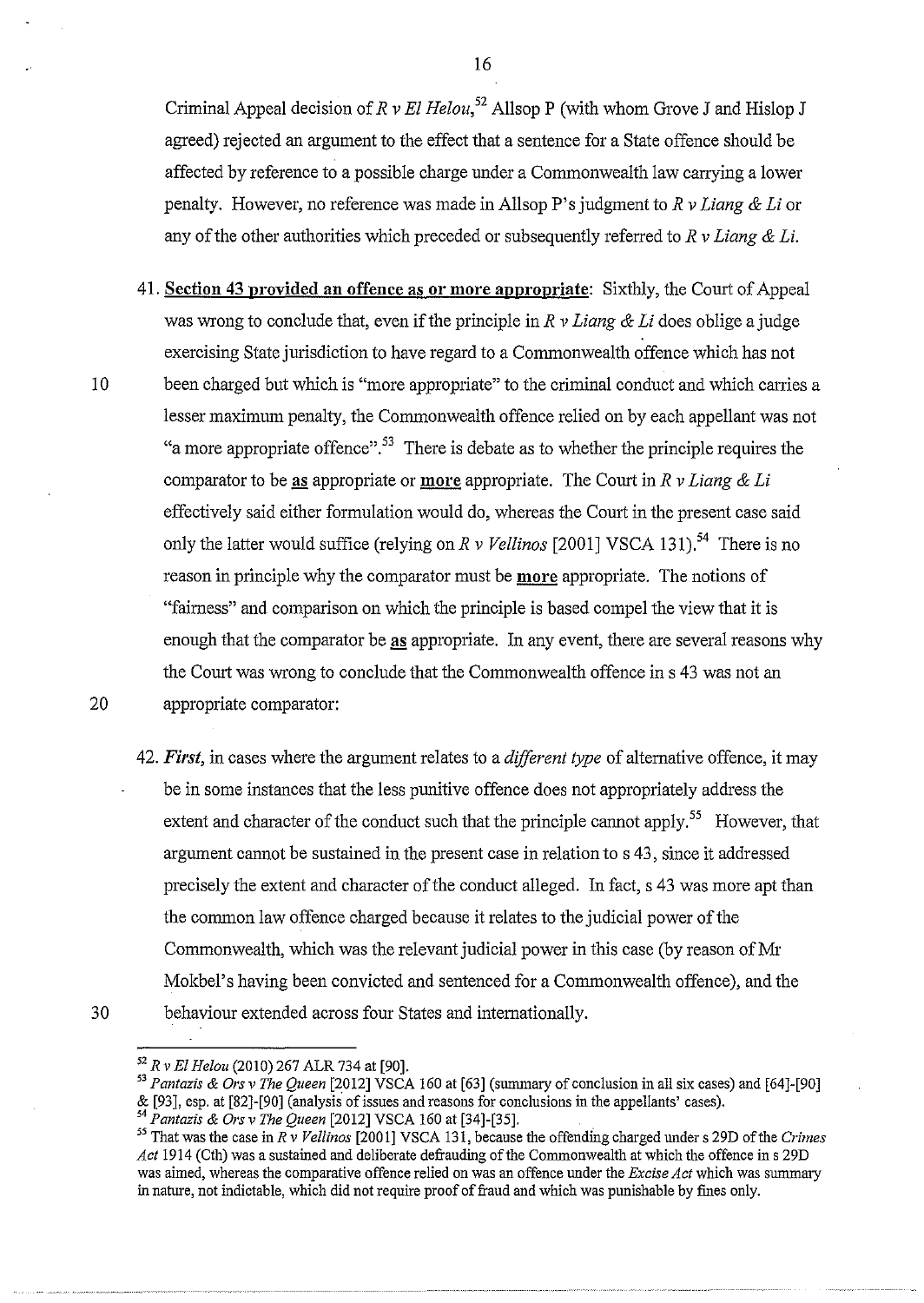Criminal Appeal decision of *R v El Helou*,[52] Allsop P (with whom Grove J and Hislop J agreed) rejected an argument to the effect that a sentence for a State offence should be affected by reference to a possible charge under a Commonwealth law carrying a lower penalty. However, no reference was made in Allsop P's judgment to *R v Liang & Li* or any of the other authorities which preceded or subsequently referred to *R v Liang & Li*.

41. **Section 43 provided an offence as or more appropriate**: Sixthly, the Court of Appeal was wrong to conclude that, even if the principle in *R v Liang & Li* does oblige a judge exercising State jurisdiction to have regard to a Commonwealth offence which has not been charged but which is "more appropriate" to the criminal conduct and which carries a lesser maximum penalty, the Commonwealth offence relied on by each appellant was not "a more appropriate offence".[53] There is debate as to whether the principle requires the comparator to be **as** appropriate or **more** appropriate. The Court in *R v Liang & Li* effectively said either formulation would do, whereas the Court in the present case said only the latter would suffice (relying on *R v Vellinos* [2001] VSCA 131).[54] There is no reason in principle why the comparator must be **more** appropriate. The notions of "fairness" and comparison on which the principle is based compel the view that it is enough that the comparator be **as** appropriate. In any event, there are several reasons why the Court was wrong to conclude that the Commonwealth offence in s 43 was not an appropriate comparator:

42. ***First***, in cases where the argument relates to a *different type* of alternative offence, it may be in some instances that the less punitive offence does not appropriately address the extent and character of the conduct such that the principle cannot apply.[55] However, that argument cannot be sustained in the present case in relation to s 43, since it addressed precisely the extent and character of the conduct alleged. In fact, s 43 was more apt than the common law offence charged because it relates to the judicial power of the Commonwealth, which was the relevant judicial power in this case (by reason of Mr Mokbel's having been convicted and sentenced for a Commonwealth offence), and the behaviour extended across four States and internationally.

---

[52] *R v El Helou* (2010) 267 ALR 734 at [90].

[53] *Pantazis & Ors v The Queen* [2012] VSCA 160 at [63] (summary of conclusion in all six cases) and [64]-[90] & [93], esp. at [82]-[90] (analysis of issues and reasons for conclusions in the appellants' cases).

[54] *Pantazis & Ors v The Queen* [2012] VSCA 160 at [34]-[35].

[55] That was the case in *R v Vellinos* [2001] VSCA 131, because the offending charged under s 29D of the *Crimes Act* 1914 (Cth) was a sustained and deliberate defrauding of the Commonwealth at which the offence in s 29D was aimed, whereas the comparative offence relied on was an offence under the *Excise Act* which was summary in nature, not indictable, which did not require proof of fraud and which was punishable by fines only.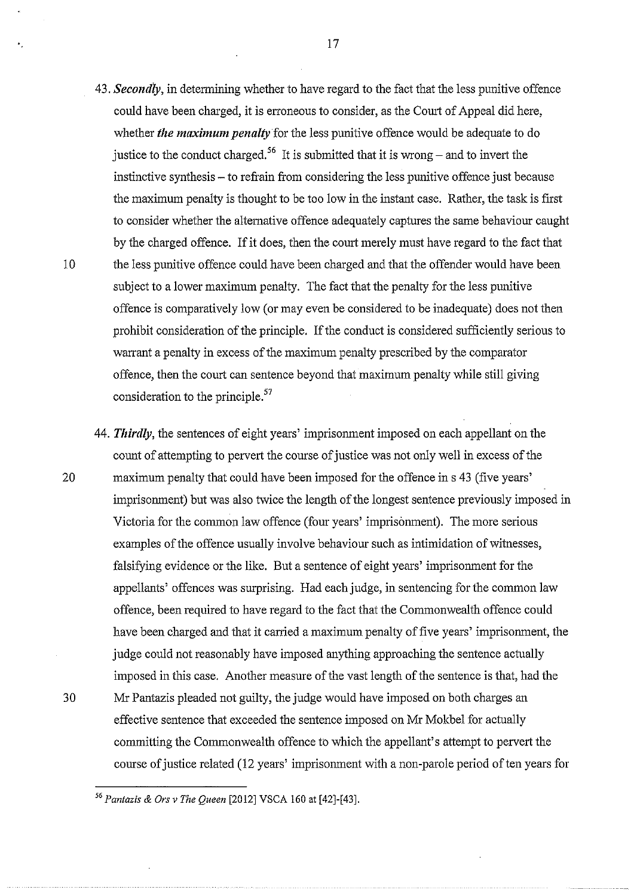43. ***Secondly***, in determining whether to have regard to the fact that the less punitive offence could have been charged, it is erroneous to consider, as the Court of Appeal did here, whether ***the maximum penalty*** for the less punitive offence would be adequate to do justice to the conduct charged.[56] It is submitted that it is wrong – and to invert the instinctive synthesis – to refrain from considering the less punitive offence just because the maximum penalty is thought to be too low in the instant case. Rather, the task is first to consider whether the alternative offence adequately captures the same behaviour caught by the charged offence. If it does, then the court merely must have regard to the fact that the less punitive offence could have been charged and that the offender would have been subject to a lower maximum penalty. The fact that the penalty for the less punitive offence is comparatively low (or may even be considered to be inadequate) does not then prohibit consideration of the principle. If the conduct is considered sufficiently serious to warrant a penalty in excess of the maximum penalty prescribed by the comparator offence, then the court can sentence beyond that maximum penalty while still giving consideration to the principle.[57]

44. ***Thirdly***, the sentences of eight years' imprisonment imposed on each appellant on the count of attempting to pervert the course of justice was not only well in excess of the maximum penalty that could have been imposed for the offence in s 43 (five years' imprisonment) but was also twice the length of the longest sentence previously imposed in Victoria for the common law offence (four years' imprisonment). The more serious examples of the offence usually involve behaviour such as intimidation of witnesses, falsifying evidence or the like. But a sentence of eight years' imprisonment for the appellants' offences was surprising. Had each judge, in sentencing for the common law offence, been required to have regard to the fact that the Commonwealth offence could have been charged and that it carried a maximum penalty of five years' imprisonment, the judge could not reasonably have imposed anything approaching the sentence actually imposed in this case. Another measure of the vast length of the sentence is that, had the Mr Pantazis pleaded not guilty, the judge would have imposed on both charges an effective sentence that exceeded the sentence imposed on Mr Mokbel for actually committing the Commonwealth offence to which the appellant's attempt to pervert the course of justice related (12 years' imprisonment with a non-parole period of ten years for

---

[56] *Pantazis & Ors v The Queen* [2012] VSCA 160 at [42]-[43].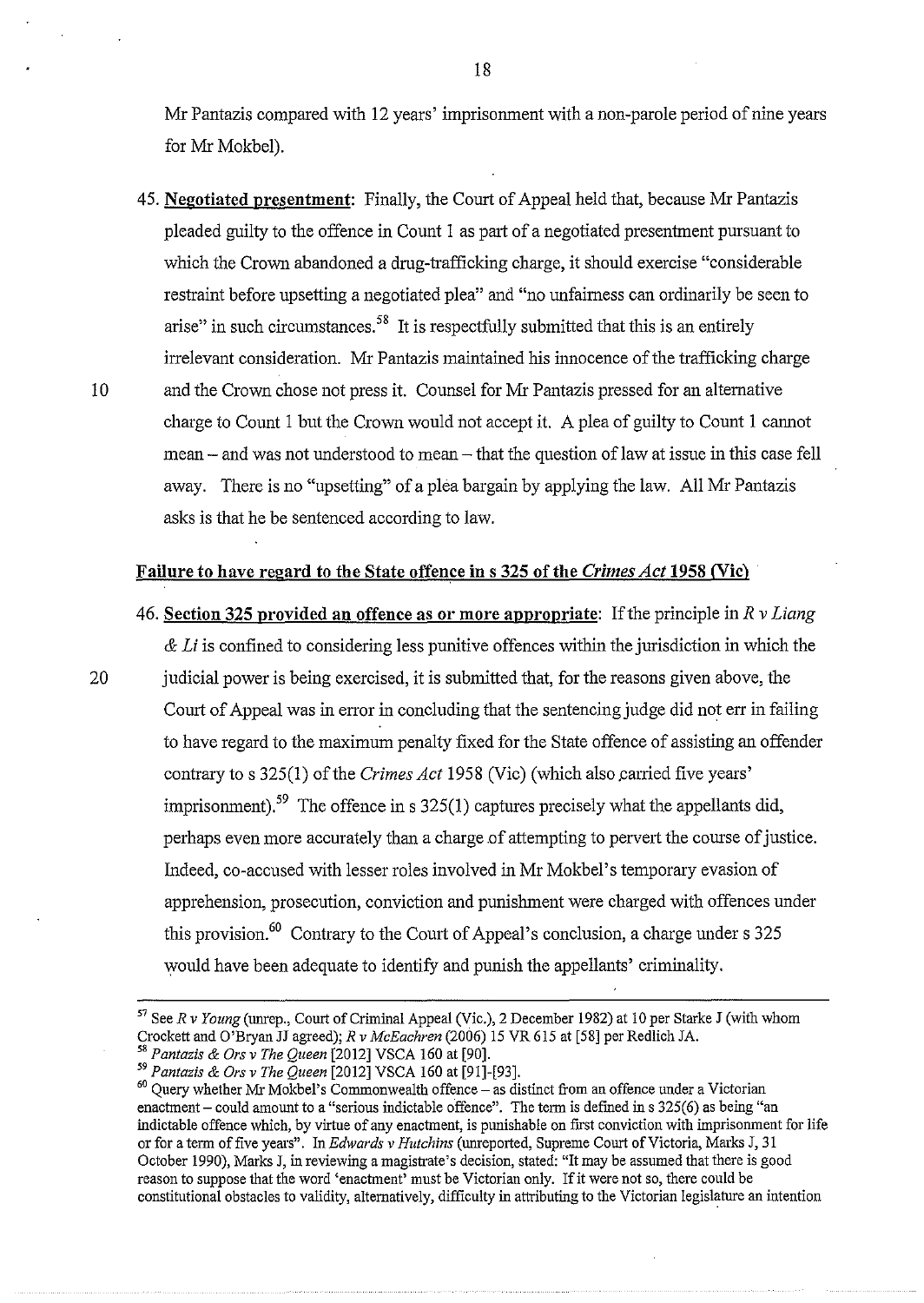Mr Pantazis compared with 12 years' imprisonment with a non-parole period of nine years for Mr Mokbel).

45. **Negotiated presentment**: Finally, the Court of Appeal held that, because Mr Pantazis pleaded guilty to the offence in Count 1 as part of a negotiated presentment pursuant to which the Crown abandoned a drug-trafficking charge, it should exercise "considerable restraint before upsetting a negotiated plea" and "no unfairness can ordinarily be seen to arise" in such circumstances.[58] It is respectfully submitted that this is an entirely irrelevant consideration. Mr Pantazis maintained his innocence of the trafficking charge and the Crown chose not press it. Counsel for Mr Pantazis pressed for an alternative charge to Count 1 but the Crown would not accept it. A plea of guilty to Count 1 cannot mean – and was not understood to mean – that the question of law at issue in this case fell away. There is no "upsetting" of a plea bargain by applying the law. All Mr Pantazis asks is that he be sentenced according to law.

**Failure to have regard to the State offence in s 325 of the *Crimes Act* 1958 (Vic)**

46. **Section 325 provided an offence as or more appropriate**: If the principle in *R v Liang & Li* is confined to considering less punitive offences within the jurisdiction in which the judicial power is being exercised, it is submitted that, for the reasons given above, the Court of Appeal was in error in concluding that the sentencing judge did not err in failing to have regard to the maximum penalty fixed for the State offence of assisting an offender contrary to s 325(1) of the *Crimes Act* 1958 (Vic) (which also carried five years' imprisonment).[59] The offence in s 325(1) captures precisely what the appellants did, perhaps even more accurately than a charge of attempting to pervert the course of justice. Indeed, co-accused with lesser roles involved in Mr Mokbel's temporary evasion of apprehension, prosecution, conviction and punishment were charged with offences under this provision.[60] Contrary to the Court of Appeal's conclusion, a charge under s 325 would have been adequate to identify and punish the appellants' criminality.

---

[57] See *R v Young* (unrep., Court of Criminal Appeal (Vic.), 2 December 1982) at 10 per Starke J (with whom Crockett and O'Bryan JJ agreed); *R v McEachren* (2006) 15 VR 615 at [58] per Redlich JA.

[58] *Pantazis & Ors v The Queen* [2012] VSCA 160 at [90].

[59] *Pantazis & Ors v The Queen* [2012] VSCA 160 at [91]-[93].

[60] Query whether Mr Mokbel's Commonwealth offence – as distinct from an offence under a Victorian enactment – could amount to a "serious indictable offence". The term is defined in s 325(6) as being "an indictable offence which, by virtue of any enactment, is punishable on first conviction with imprisonment for life or for a term of five years". In *Edwards v Hutchins* (unreported, Supreme Court of Victoria, Marks J, 31 October 1990), Marks J, in reviewing a magistrate's decision, stated: "It may be assumed that there is good reason to suppose that the word 'enactment' must be Victorian only. If it were not so, there could be constitutional obstacles to validity, alternatively, difficulty in attributing to the Victorian legislature an intention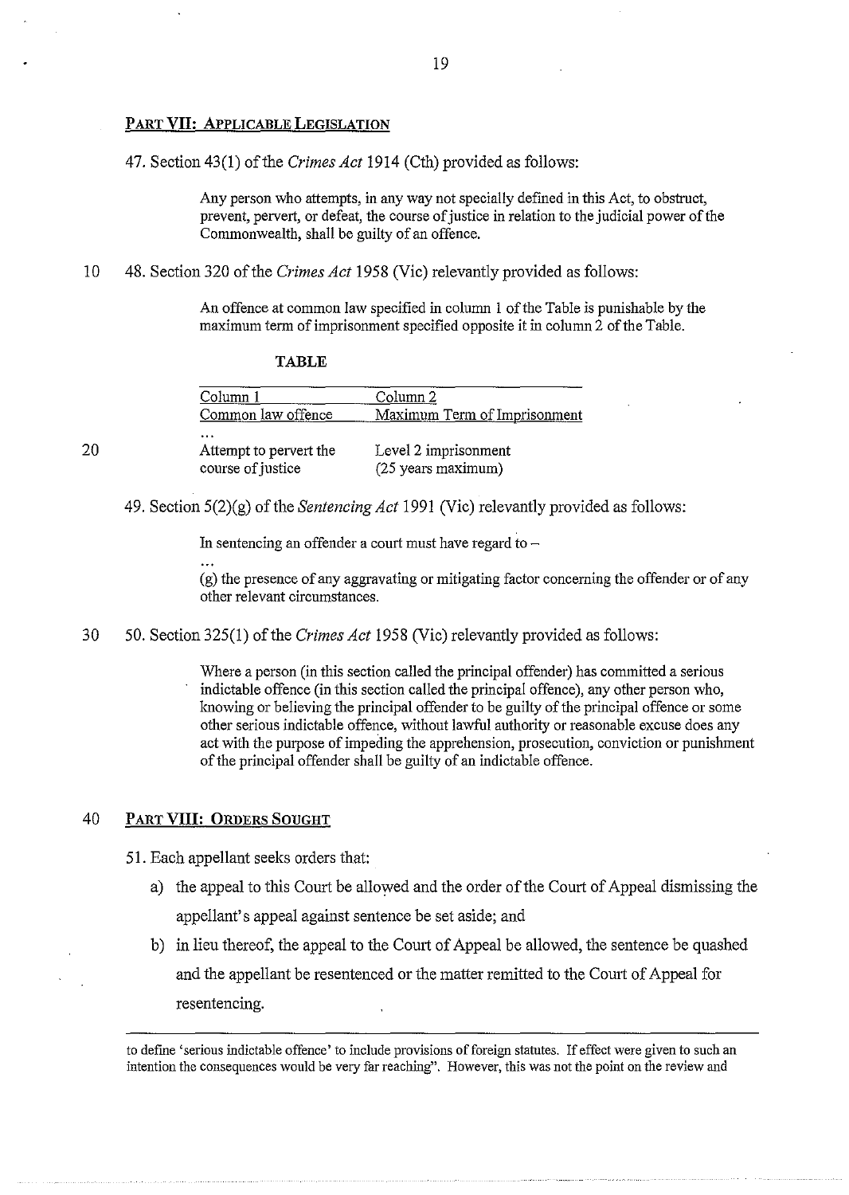## PART VII: APPLICABLE LEGISLATION

47. Section 43(1) of the *Crimes Act* 1914 (Cth) provided as follows:

> Any person who attempts, in any way not specially defined in this Act, to obstruct, prevent, pervert, or defeat, the course of justice in relation to the judicial power of the Commonwealth, shall be guilty of an offence.

48. Section 320 of the *Crimes Act* 1958 (Vic) relevantly provided as follows:

> An offence at common law specified in column 1 of the Table is punishable by the maximum term of imprisonment specified opposite it in column 2 of the Table.

**TABLE**

| Column 1<br>Common law offence | Column 2<br>Maximum Term of Imprisonment |
|---|---|
| ... | |
| Attempt to pervert the course of justice | Level 2 imprisonment (25 years maximum) |

49. Section 5(2)(g) of the *Sentencing Act* 1991 (Vic) relevantly provided as follows:

> In sentencing an offender a court must have regard to –
>
> ...
>
> (g) the presence of any aggravating or mitigating factor concerning the offender or of any other relevant circumstances.

50. Section 325(1) of the *Crimes Act* 1958 (Vic) relevantly provided as follows:

> Where a person (in this section called the principal offender) has committed a serious indictable offence (in this section called the principal offence), any other person who, knowing or believing the principal offender to be guilty of the principal offence or some other serious indictable offence, without lawful authority or reasonable excuse does any act with the purpose of impeding the apprehension, prosecution, conviction or punishment of the principal offender shall be guilty of an indictable offence.

## PART VIII: ORDERS SOUGHT

51. Each appellant seeks orders that:

   a) the appeal to this Court be allowed and the order of the Court of Appeal dismissing the appellant's appeal against sentence be set aside; and

   b) in lieu thereof, the appeal to the Court of Appeal be allowed, the sentence be quashed and the appellant be resentenced or the matter remitted to the Court of Appeal for resentencing.

---

to define 'serious indictable offence' to include provisions of foreign statutes. If effect were given to such an intention the consequences would be very far reaching". However, this was not the point on the review and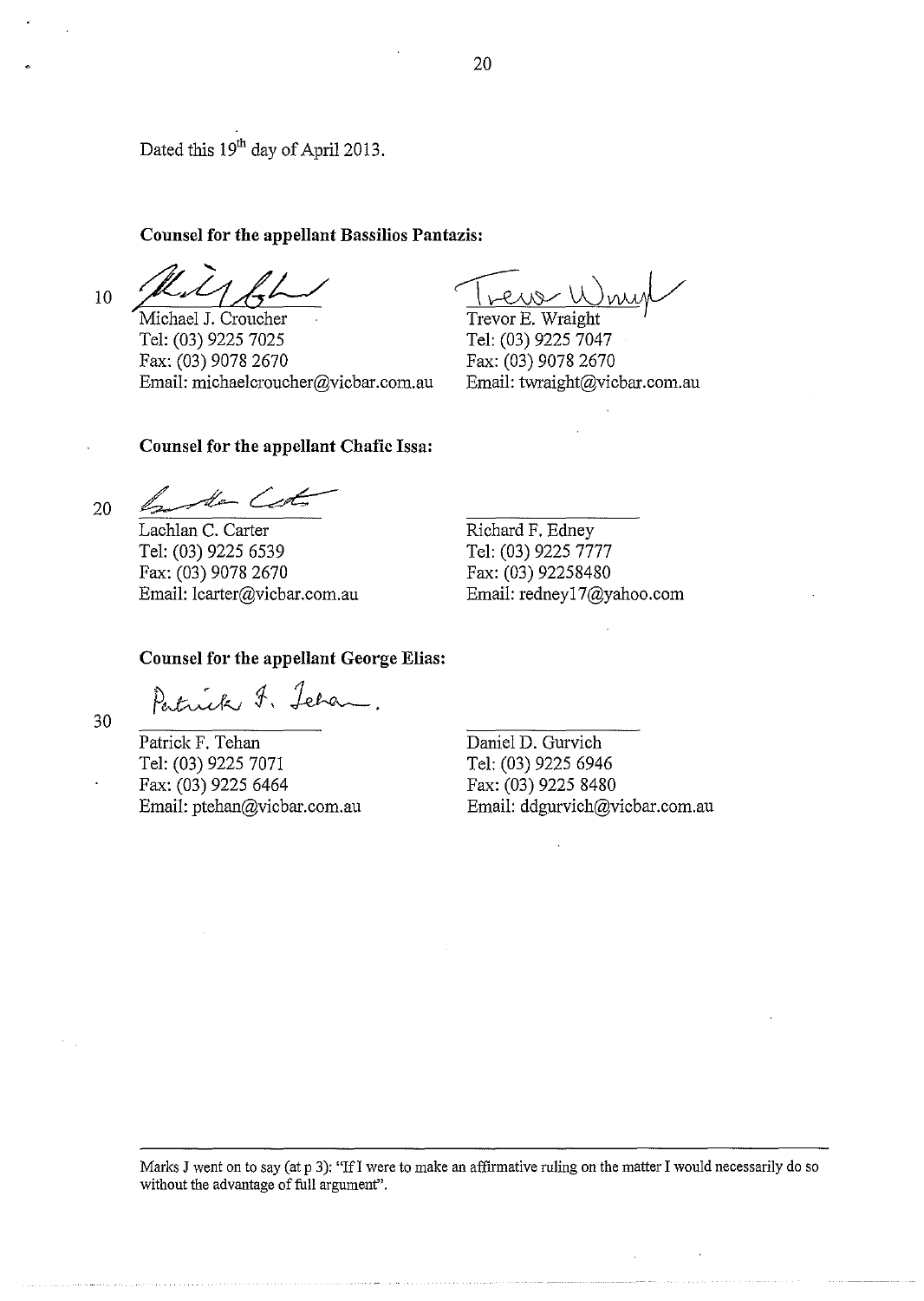Dated this 19th day of April 2013.

**Counsel for the appellant Bassilios Pantazis:**

| | |
|---|---|
| Michael J. Croucher | Trevor E. Wraight |
| Tel: (03) 9225 7025 | Tel: (03) 9225 7047 |
| Fax: (03) 9078 2670 | Fax: (03) 9078 2670 |
| Email: michaelcroucher@vicbar.com.au | Email: twraight@vicbar.com.au |

**Counsel for the appellant Chafic Issa:**

| | |
|---|---|
| Lachlan C. Carter | Richard F. Edney |
| Tel: (03) 9225 6539 | Tel: (03) 9225 7777 |
| Fax: (03) 9078 2670 | Fax: (03) 92258480 |
| Email: lcarter@vicbar.com.au | Email: redney17@yahoo.com |

**Counsel for the appellant George Elias:**

| | |
|---|---|
| Patrick F. Tehan | Daniel D. Gurvich |
| Tel: (03) 9225 7071 | Tel: (03) 9225 6946 |
| Fax: (03) 9225 6464 | Fax: (03) 9225 8480 |
| Email: ptehan@vicbar.com.au | Email: ddgurvich@vicbar.com.au |

---

Marks J went on to say (at p 3): "If I were to make an affirmative ruling on the matter I would necessarily do so without the advantage of full argument".